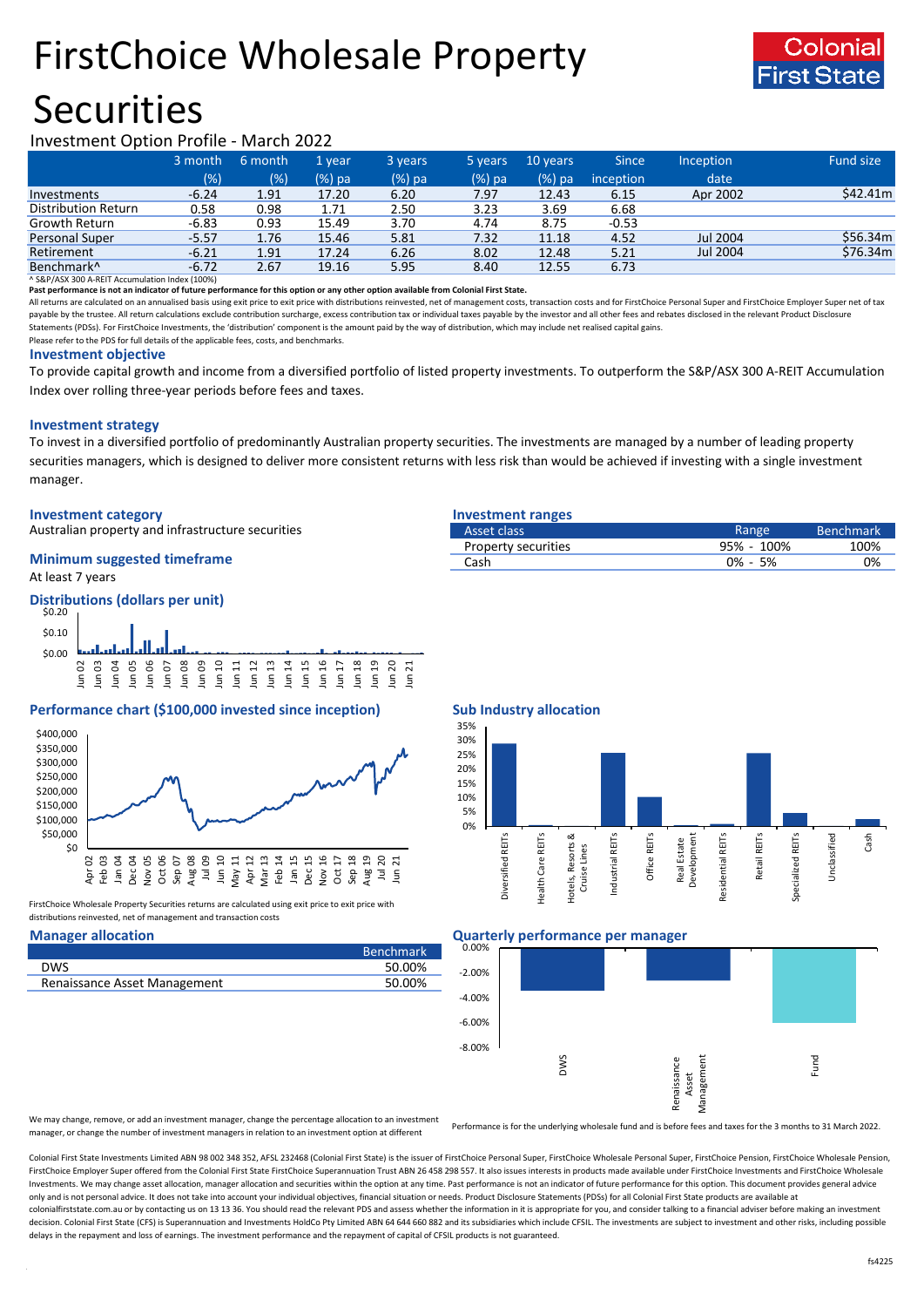# FirstChoice Wholesale Property Securities

Investment Option Profile - March 2022

| | 3 month (%) | 6 month (%) | 1 year (%) pa | 3 years (%) pa | 5 years (%) pa | 10 years (%) pa | Since inception | Inception date | Fund size |
|---|---|---|---|---|---|---|---|---|---|
| Investments | -6.24 | 1.91 | 17.20 | 6.20 | 7.97 | 12.43 | 6.15 | Apr 2002 | $42.41m |
| Distribution Return | 0.58 | 0.98 | 1.71 | 2.50 | 3.23 | 3.69 | 6.68 | | |
| Growth Return | -6.83 | 0.93 | 15.49 | 3.70 | 4.74 | 8.75 | -0.53 | | |
| Personal Super | -5.57 | 1.76 | 15.46 | 5.81 | 7.32 | 11.18 | 4.52 | Jul 2004 | $56.34m |
| Retirement | -6.21 | 1.91 | 17.24 | 6.26 | 8.02 | 12.48 | 5.21 | Jul 2004 | $76.34m |
| Benchmark^ | -6.72 | 2.67 | 19.16 | 5.95 | 8.40 | 12.55 | 6.73 | | |

^ S&P/ASX 300 A-REIT Accumulation Index (100%)

**Past performance is not an indicator of future performance for this option or any other option available from Colonial First State.**

All returns are calculated on an annualised basis using exit price to exit price with distributions reinvested, net of management costs, transaction costs and for FirstChoice Personal Super and FirstChoice Employer Super net of tax payable by the trustee. All return calculations exclude contribution surcharge, excess contribution tax or individual taxes payable by the investor and all other fees and rebates disclosed in the relevant Product Disclosure Statements (PDSs). For FirstChoice Investments, the 'distribution' component is the amount paid by the way of distribution, which may include net realised capital gains.

Please refer to the PDS for full details of the applicable fees, costs, and benchmarks.

## Investment objective

To provide capital growth and income from a diversified portfolio of listed property investments. To outperform the S&P/ASX 300 A-REIT Accumulation Index over rolling three-year periods before fees and taxes.

## Investment strategy

To invest in a diversified portfolio of predominantly Australian property securities. The investments are managed by a number of leading property securities managers, which is designed to deliver more consistent returns with less risk than would be achieved if investing with a single investment manager.

## Investment category

Australian property and infrastructure securities

## Minimum suggested timeframe

At least 7 years

## Investment ranges

| Asset class | Range | Benchmark |
|---|---|---|
| Property securities | 95% - 100% | 100% |
| Cash | 0% - 5% | 0% |

## Distributions (dollars per unit)

## Performance chart ($100,000 invested since inception)

FirstChoice Wholesale Property Securities returns are calculated using exit price to exit price with distributions reinvested, net of management and transaction costs

## Sub Industry allocation

## Manager allocation

| | Benchmark |
|---|---|
| DWS | 50.00% |
| Renaissance Asset Management | 50.00% |

We may change, remove, or add an investment manager, change the percentage allocation to an investment manager, or change the number of investment managers in relation to an investment option at different

## Quarterly performance per manager

Performance is for the underlying wholesale fund and is before fees and taxes for the 3 months to 31 March 2022.

Colonial First State Investments Limited ABN 98 002 348 352, AFSL 232468 (Colonial First State) is the issuer of FirstChoice Personal Super, FirstChoice Wholesale Personal Super, FirstChoice Pension, FirstChoice Wholesale Pension, FirstChoice Employer Super offered from the Colonial First State FirstChoice Superannuation Trust ABN 26 458 298 557. It also issues interests in products made available under FirstChoice Investments and FirstChoice Wholesale Investments. We may change asset allocation, manager allocation and securities within the option at any time. Past performance is not an indicator of future performance for this option. This document provides general advice only and is not personal advice. It does not take into account your individual objectives, financial situation or needs. Product Disclosure Statements (PDSs) for all Colonial First State products are available at colonialfirststate.com.au or by contacting us on 13 13 36. You should read the relevant PDS and assess whether the information in it is appropriate for you, and consider talking to a financial adviser before making an investment decision. Colonial First State (CFS) is Superannuation and Investments HoldCo Pty Limited ABN 64 644 660 882 and its subsidiaries which include CFSIL. The investments are subject to investment and other risks, including possible delays in the repayment and loss of earnings. The investment performance and the repayment of capital of CFSIL products is not guaranteed.

fs4225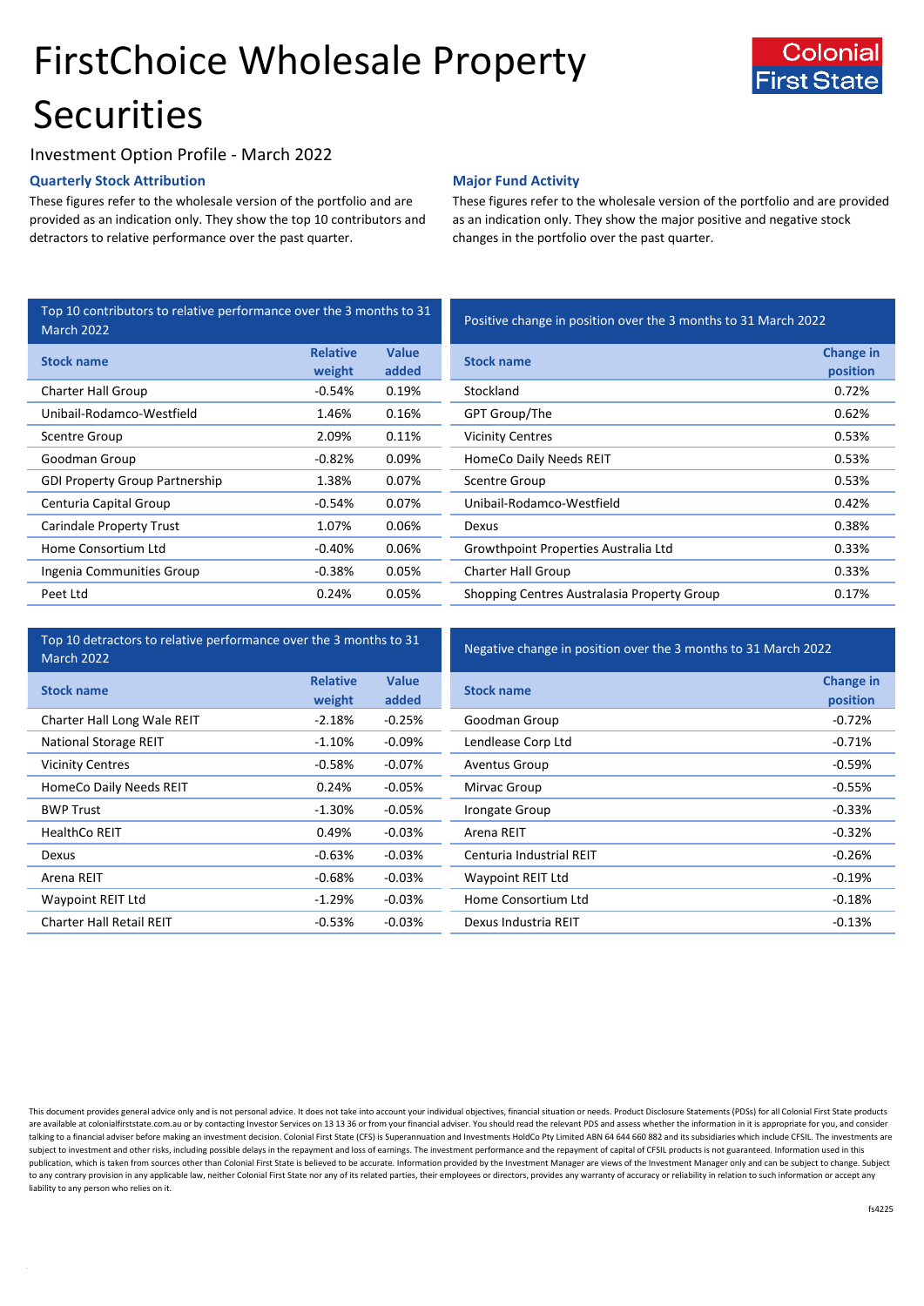# FirstChoice Wholesale Property Securities

Investment Option Profile - March 2022

### Quarterly Stock Attribution

These figures refer to the wholesale version of the portfolio and are provided as an indication only. They show the top 10 contributors and detractors to relative performance over the past quarter.

**Top 10 contributors to relative performance over the 3 months to 31 March 2022**

| Stock name | Relative weight | Value added |
|---|---|---|
| Charter Hall Group | -0.54% | 0.19% |
| Unibail-Rodamco-Westfield | 1.46% | 0.16% |
| Scentre Group | 2.09% | 0.11% |
| Goodman Group | -0.82% | 0.09% |
| GDI Property Group Partnership | 1.38% | 0.07% |
| Centuria Capital Group | -0.54% | 0.07% |
| Carindale Property Trust | 1.07% | 0.06% |
| Home Consortium Ltd | -0.40% | 0.06% |
| Ingenia Communities Group | -0.38% | 0.05% |
| Peet Ltd | 0.24% | 0.05% |

**Top 10 detractors to relative performance over the 3 months to 31 March 2022**

| Stock name | Relative weight | Value added |
|---|---|---|
| Charter Hall Long Wale REIT | -2.18% | -0.25% |
| National Storage REIT | -1.10% | -0.09% |
| Vicinity Centres | -0.58% | -0.07% |
| HomeCo Daily Needs REIT | 0.24% | -0.05% |
| BWP Trust | -1.30% | -0.05% |
| HealthCo REIT | 0.49% | -0.03% |
| Dexus | -0.63% | -0.03% |
| Arena REIT | -0.68% | -0.03% |
| Waypoint REIT Ltd | -1.29% | -0.03% |
| Charter Hall Retail REIT | -0.53% | -0.03% |

### Major Fund Activity

These figures refer to the wholesale version of the portfolio and are provided as an indication only. They show the major positive and negative stock changes in the portfolio over the past quarter.

**Positive change in position over the 3 months to 31 March 2022**

| Stock name | Change in position |
|---|---|
| Stockland | 0.72% |
| GPT Group/The | 0.62% |
| Vicinity Centres | 0.53% |
| HomeCo Daily Needs REIT | 0.53% |
| Scentre Group | 0.53% |
| Unibail-Rodamco-Westfield | 0.42% |
| Dexus | 0.38% |
| Growthpoint Properties Australia Ltd | 0.33% |
| Charter Hall Group | 0.33% |
| Shopping Centres Australasia Property Group | 0.17% |

**Negative change in position over the 3 months to 31 March 2022**

| Stock name | Change in position |
|---|---|
| Goodman Group | -0.72% |
| Lendlease Corp Ltd | -0.71% |
| Aventus Group | -0.59% |
| Mirvac Group | -0.55% |
| Irongate Group | -0.33% |
| Arena REIT | -0.32% |
| Centuria Industrial REIT | -0.26% |
| Waypoint REIT Ltd | -0.19% |
| Home Consortium Ltd | -0.18% |
| Dexus Industria REIT | -0.13% |

This document provides general advice only and is not personal advice. It does not take into account your individual objectives, financial situation or needs. Product Disclosure Statements (PDSs) for all Colonial First State products are available at colonialfirststate.com.au or by contacting Investor Services on 13 13 36 or from your financial adviser. You should read the relevant PDS and assess whether the information in it is appropriate for you, and consider talking to a financial adviser before making an investment decision. Colonial First State (CFS) is Superannuation and Investments HoldCo Pty Limited ABN 64 644 660 882 and its subsidiaries which include CFSIL. The investments are subject to investment and other risks, including possible delays in the repayment and loss of earnings. The investment performance and the repayment of capital of CFSIL products is not guaranteed. Information used in this publication, which is taken from sources other than Colonial First State is believed to be accurate. Information provided by the Investment Manager are views of the Investment Manager only and can be subject to change. Subject to any contrary provision in any applicable law, neither Colonial First State nor any of its related parties, their employees or directors, provides any warranty of accuracy or reliability in relation to such information or accept any liability to any person who relies on it.

fs4225